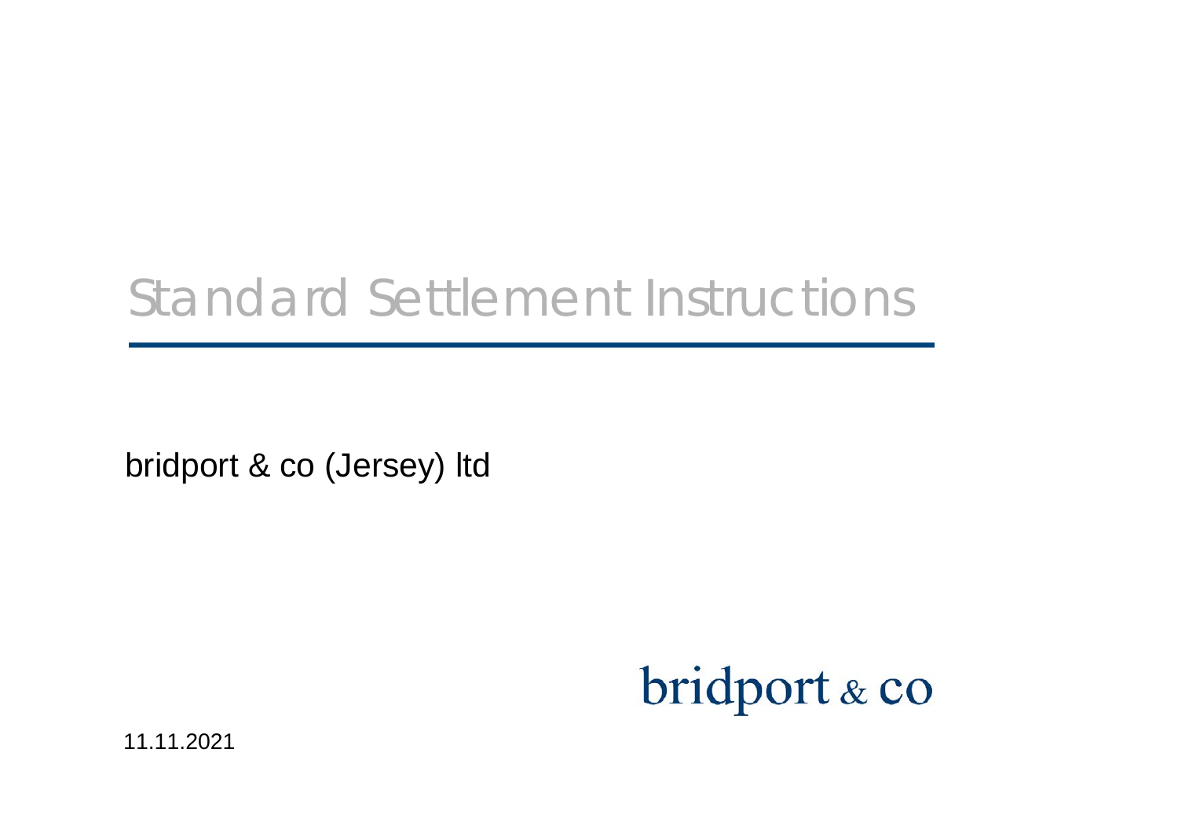# Standard Settlement Instructions

bridport & co (Jersey) ltd

bridport & co

11.11.2021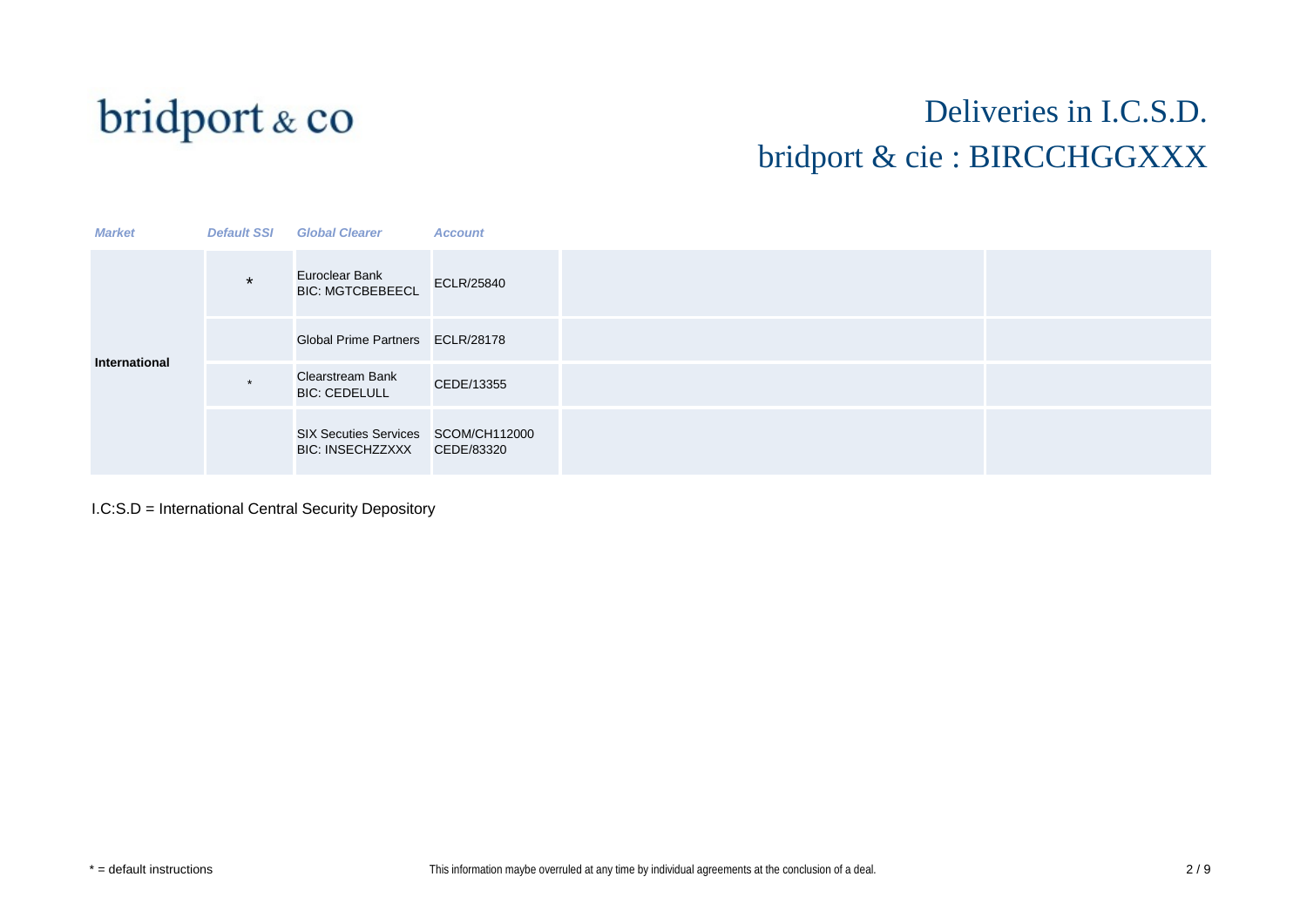bridport & co

# Deliveries in I.C.S.D.
# bridport & cie : BIRCCHGGXXX

| *Market* | *Default SSI* | *Global Clearer* | *Account* | | |
|---|---|---|---|---|---|
| International | * | Euroclear Bank<br>BIC: MGTCBEBEECL | ECLR/25840 | | |
| | | Global Prime Partners | ECLR/28178 | | |
| | * | Clearstream Bank<br>BIC: CEDELULL | CEDE/13355 | | |
| | | SIX Secuties Services<br>BIC: INSECHZZXXX | SCOM/CH112000<br>CEDE/83320 | | |

I.C:S.D = International Central Security Depository

* = default instructions

This information maybe overruled at any time by individual agreements at the conclusion of a deal.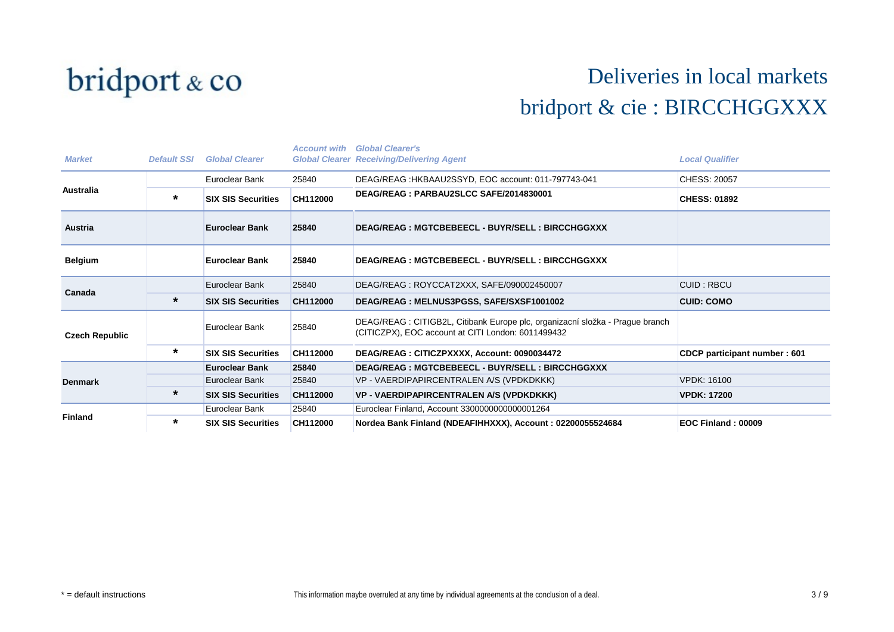bridport & co

# Deliveries in local markets

## bridport & cie : BIRCCHGGXXX

| Market | Default SSI | Global Clearer | Account with Global Clearer | Global Clearer's Receiving/Delivering Agent | Local Qualifier |
|---|---|---|---|---|---|
| Australia | | Euroclear Bank | 25840 | DEAG/REAG :HKBAAU2SSYD, EOC account: 011-797743-041 | CHESS: 20057 |
| | * | **SIX SIS Securities** | **CH112000** | **DEAG/REAG : PARBAU2SLCC SAFE/2014830001** | **CHESS: 01892** |
| **Austria** | | **Euroclear Bank** | **25840** | **DEAG/REAG : MGTCBEBEECL - BUYR/SELL : BIRCCHGGXXX** | |
| **Belgium** | | **Euroclear Bank** | **25840** | **DEAG/REAG : MGTCBEBEECL - BUYR/SELL : BIRCCHGGXXX** | |
| Canada | | Euroclear Bank | 25840 | DEAG/REAG : ROYCCAT2XXX, SAFE/090002450007 | CUID : RBCU |
| | * | **SIX SIS Securities** | **CH112000** | **DEAG/REAG : MELNUS3PGSS, SAFE/SXSF1001002** | **CUID: COMO** |
| Czech Republic | | Euroclear Bank | 25840 | DEAG/REAG : CITIGB2L, Citibank Europe plc, organizacní složka - Prague branch (CITICZPX), EOC account at CITI London: 6011499432 | |
| | * | **SIX SIS Securities** | **CH112000** | **DEAG/REAG : CITICZPXXXX, Account: 0090034472** | **CDCP participant number : 601** |
| Denmark | | **Euroclear Bank** | **25840** | **DEAG/REAG : MGTCBEBEECL - BUYR/SELL : BIRCCHGGXXX** | |
| | | Euroclear Bank | 25840 | VP - VAERDIPAPIRCENTRALEN A/S (VPDKDKKK) | VPDK: 16100 |
| | * | **SIX SIS Securities** | **CH112000** | **VP - VAERDIPAPIRCENTRALEN A/S (VPDKDKKK)** | **VPDK: 17200** |
| Finland | | Euroclear Bank | 25840 | Euroclear Finland, Account 3300000000000001264 | |
| | * | **SIX SIS Securities** | **CH112000** | **Nordea Bank Finland (NDEAFIHHXXX), Account : 02200055524684** | **EOC Finland : 00009** |

* = default instructions

This information maybe overruled at any time by individual agreements at the conclusion of a deal.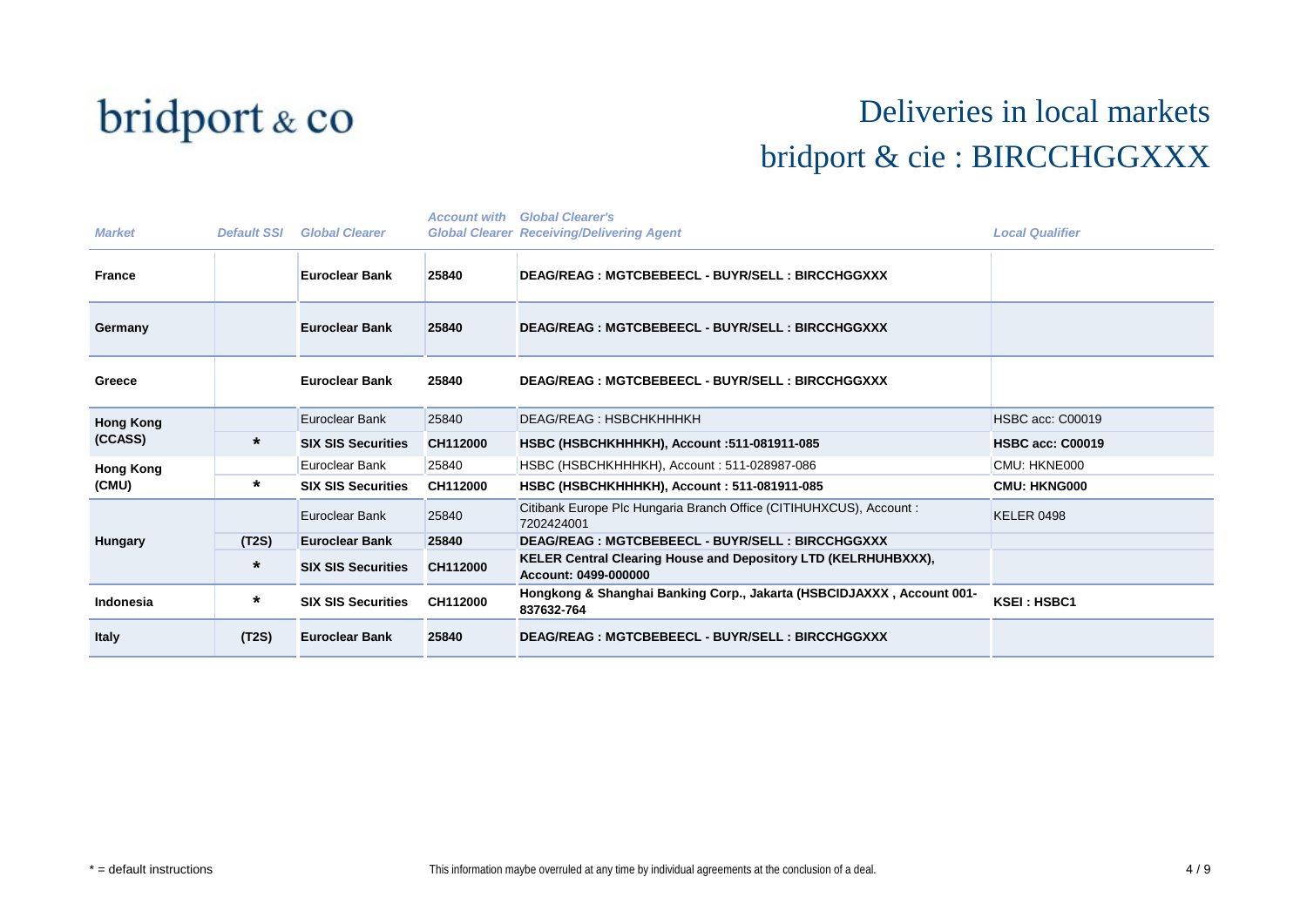bridport & co

# Deliveries in local markets
## bridport & cie : BIRCCHGGXXX

| *Market* | *Default SSI* | *Global Clearer* | *Account with Global Clearer* | *Global Clearer's Receiving/Delivering Agent* | *Local Qualifier* |
|---|---|---|---|---|---|
| **France** | | **Euroclear Bank** | **25840** | **DEAG/REAG : MGTCBEBEECL - BUYR/SELL : BIRCCHGGXXX** | |
| **Germany** | | **Euroclear Bank** | **25840** | **DEAG/REAG : MGTCBEBEECL - BUYR/SELL : BIRCCHGGXXX** | |
| **Greece** | | **Euroclear Bank** | **25840** | **DEAG/REAG : MGTCBEBEECL - BUYR/SELL : BIRCCHGGXXX** | |
| **Hong Kong (CCASS)** | | Euroclear Bank | 25840 | DEAG/REAG : HSBCHKHHHKH | HSBC acc: C00019 |
| | **\*** | **SIX SIS Securities** | **CH112000** | **HSBC (HSBCHKHHHKH), Account :511-081911-085** | **HSBC acc: C00019** |
| **Hong Kong (CMU)** | | Euroclear Bank | 25840 | HSBC (HSBCHKHHHKH), Account : 511-028987-086 | CMU: HKNE000 |
| | **\*** | **SIX SIS Securities** | **CH112000** | **HSBC (HSBCHKHHHKH), Account : 511-081911-085** | **CMU: HKNG000** |
| **Hungary** | | Euroclear Bank | 25840 | Citibank Europe Plc Hungaria Branch Office (CITIHUHXCUS), Account : 7202424001 | KELER 0498 |
| | **(T2S)** | **Euroclear Bank** | **25840** | **DEAG/REAG : MGTCBEBEECL - BUYR/SELL : BIRCCHGGXXX** | |
| | **\*** | **SIX SIS Securities** | **CH112000** | **KELER Central Clearing House and Depository LTD (KELRHUHBXXX), Account: 0499-000000** | |
| **Indonesia** | **\*** | **SIX SIS Securities** | **CH112000** | **Hongkong & Shanghai Banking Corp., Jakarta (HSBCIDJAXXX , Account 001-837632-764** | **KSEI : HSBC1** |
| **Italy** | **(T2S)** | **Euroclear Bank** | **25840** | **DEAG/REAG : MGTCBEBEECL - BUYR/SELL : BIRCCHGGXXX** | |

\* = default instructions

This information maybe overruled at any time by individual agreements at the conclusion of a deal.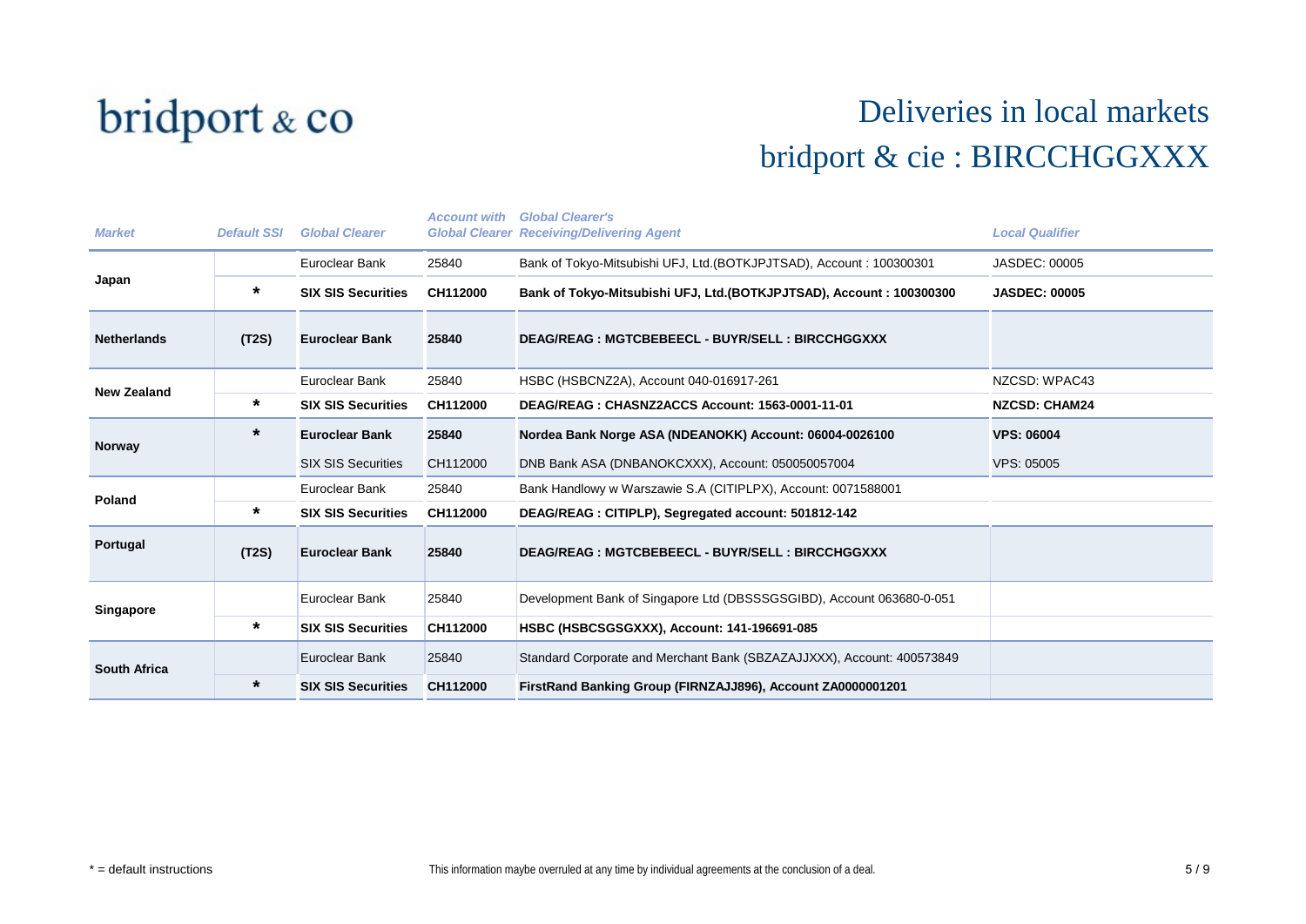bridport & co

# Deliveries in local markets
## bridport & cie : BIRCCHGGXXX

| *Market* | *Default SSI* | *Global Clearer* | *Account with Global Clearer* | *Global Clearer's Receiving/Delivering Agent* | *Local Qualifier* |
|---|---|---|---|---|---|
| **Japan** | | Euroclear Bank | 25840 | Bank of Tokyo-Mitsubishi UFJ, Ltd.(BOTKJPJTSAD), Account : 100300301 | JASDEC: 00005 |
| | * | **SIX SIS Securities** | **CH112000** | **Bank of Tokyo-Mitsubishi UFJ, Ltd.(BOTKJPJTSAD), Account : 100300300** | **JASDEC: 00005** |
| **Netherlands** | **(T2S)** | **Euroclear Bank** | **25840** | **DEAG/REAG : MGTCBEBEECL - BUYR/SELL : BIRCCHGGXXX** | |
| **New Zealand** | | Euroclear Bank | 25840 | HSBC (HSBCNZ2A), Account 040-016917-261 | NZCSD: WPAC43 |
| | * | **SIX SIS Securities** | **CH112000** | **DEAG/REAG : CHASNZ2ACCS Account: 1563-0001-11-01** | **NZCSD: CHAM24** |
| **Norway** | * | **Euroclear Bank** | **25840** | **Nordea Bank Norge ASA (NDEANOKK) Account: 06004-0026100** | **VPS: 06004** |
| | | SIX SIS Securities | CH112000 | DNB Bank ASA (DNBANOKCXXX), Account: 050050057004 | VPS: 05005 |
| **Poland** | | Euroclear Bank | 25840 | Bank Handlowy w Warszawie S.A (CITIPLPX), Account: 0071588001 | |
| | * | **SIX SIS Securities** | **CH112000** | **DEAG/REAG : CITIPLP), Segregated account: 501812-142** | |
| **Portugal** | **(T2S)** | **Euroclear Bank** | **25840** | **DEAG/REAG : MGTCBEBEECL - BUYR/SELL : BIRCCHGGXXX** | |
| **Singapore** | | Euroclear Bank | 25840 | Development Bank of Singapore Ltd (DBSSSGSGIBD), Account 063680-0-051 | |
| | * | **SIX SIS Securities** | **CH112000** | **HSBC (HSBCSGSGXXX), Account: 141-196691-085** | |
| **South Africa** | | Euroclear Bank | 25840 | Standard Corporate and Merchant Bank (SBZAZAJJXXX), Account: 400573849 | |
| | * | **SIX SIS Securities** | **CH112000** | **FirstRand Banking Group (FIRNZAJJ896), Account ZA0000001201** | |

* = default instructions

This information maybe overruled at any time by individual agreements at the conclusion of a deal.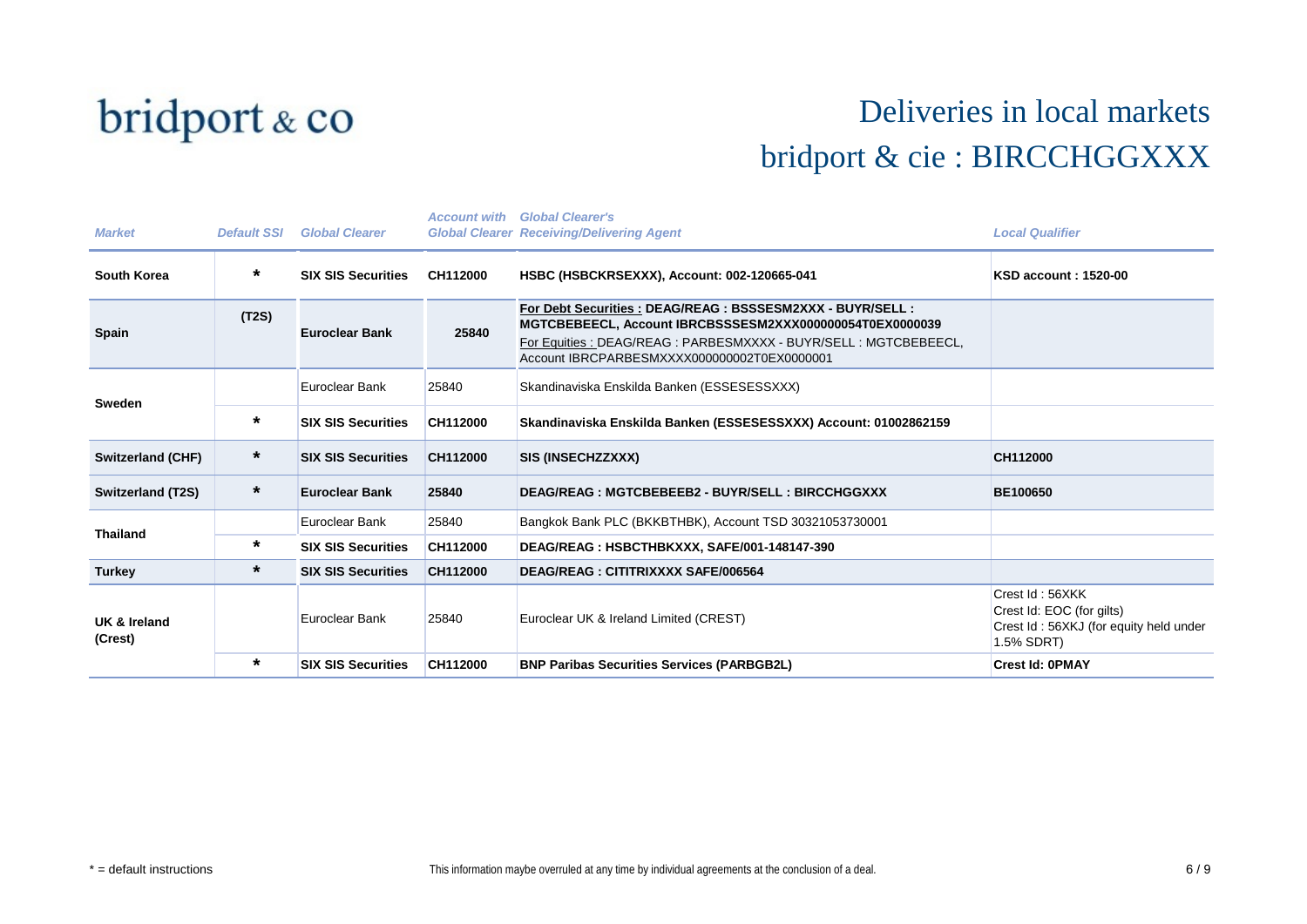# bridport & co

## Deliveries in local markets
## bridport & cie : BIRCCHGGXXX

| *Market* | *Default SSI* | *Global Clearer* | *Account with Global Clearer* | *Global Clearer's Receiving/Delivering Agent* | *Local Qualifier* |
|---|---|---|---|---|---|
| **South Korea** | * | **SIX SIS Securities** | **CH112000** | **HSBC (HSBCKRSEXXX), Account: 002-120665-041** | **KSD account : 1520-00** |
| **Spain** | **(T2S)** | **Euroclear Bank** | **25840** | **For Debt Securities : DEAG/REAG : BSSSESM2XXX - BUYR/SELL : MGTCBEBEECL, Account IBRCBSSSESM2XXX000000054T0EX0000039** For Equities : DEAG/REAG : PARBESMXXXX - BUYR/SELL : MGTCBEBEECL, Account IBRCPARBESMXXXX000000002T0EX0000001 | |
| **Sweden** | | Euroclear Bank | 25840 | Skandinaviska Enskilda Banken (ESSESESSXXX) | |
| | * | **SIX SIS Securities** | **CH112000** | **Skandinaviska Enskilda Banken (ESSESESSXXX) Account: 01002862159** | |
| **Switzerland (CHF)** | * | **SIX SIS Securities** | **CH112000** | **SIS (INSECHZZXXX)** | **CH112000** |
| **Switzerland (T2S)** | * | **Euroclear Bank** | **25840** | **DEAG/REAG : MGTCBEBEEB2 - BUYR/SELL : BIRCCHGGXXX** | **BE100650** |
| **Thailand** | | Euroclear Bank | 25840 | Bangkok Bank PLC (BKKBTHBK), Account TSD 30321053730001 | |
| | * | **SIX SIS Securities** | **CH112000** | **DEAG/REAG : HSBCTHBKXXX, SAFE/001-148147-390** | |
| **Turkey** | * | **SIX SIS Securities** | **CH112000** | **DEAG/REAG : CITITRIXXXX SAFE/006564** | |
| **UK & Ireland (Crest)** | | Euroclear Bank | 25840 | Euroclear UK & Ireland Limited (CREST) | Crest Id : 56XKK<br>Crest Id: EOC (for gilts)<br>Crest Id : 56XKJ (for equity held under 1.5% SDRT) |
| | * | **SIX SIS Securities** | **CH112000** | **BNP Paribas Securities Services (PARBGB2L)** | **Crest Id: 0PMAY** |

* = default instructions

This information maybe overruled at any time by individual agreements at the conclusion of a deal.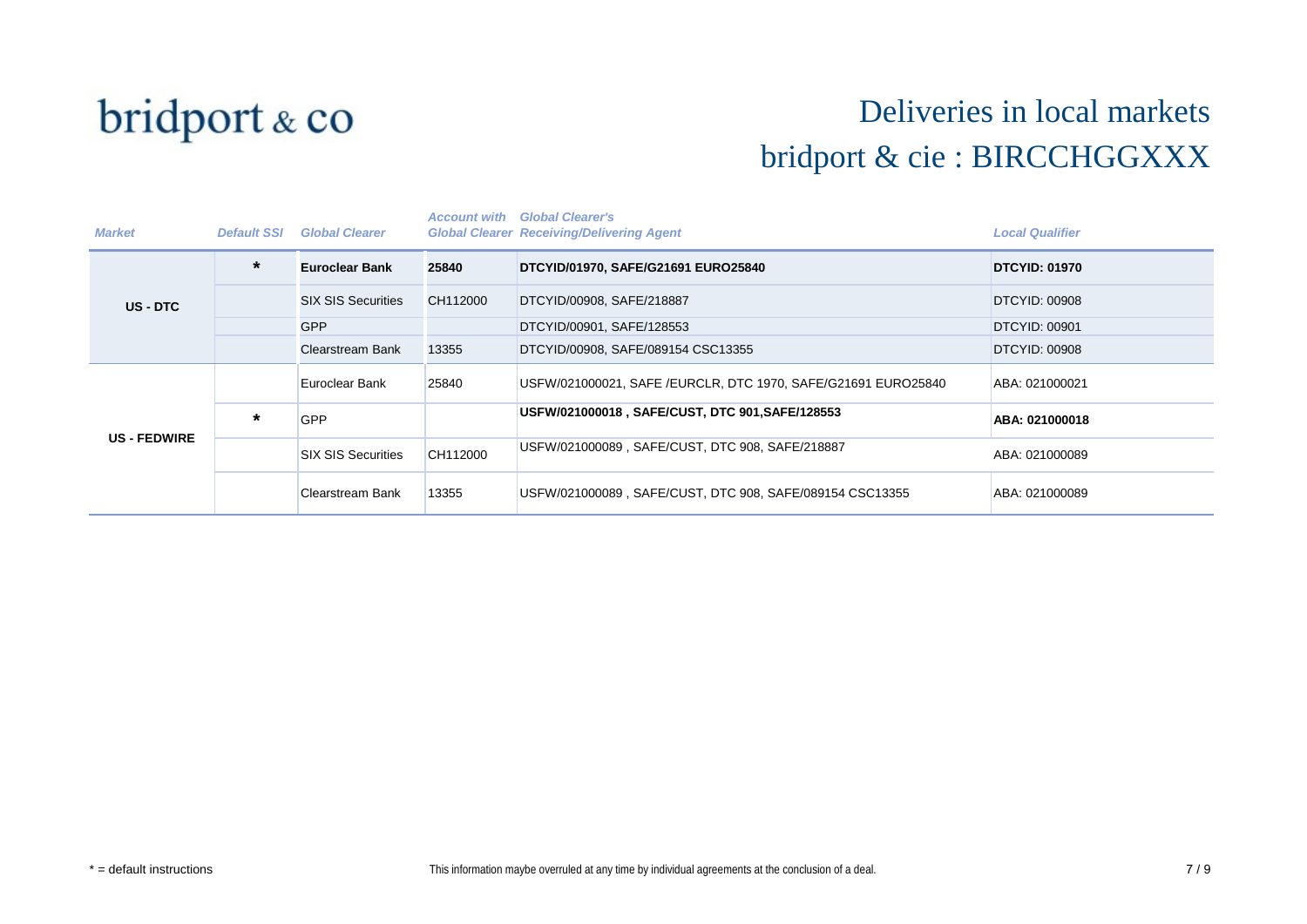bridport & co

# Deliveries in local markets
## bridport & cie : BIRCCHGGXXX

| *Market* | *Default SSI* | *Global Clearer* | *Account with Global Clearer* | *Global Clearer's Receiving/Delivering Agent* | *Local Qualifier* |
|---|---|---|---|---|---|
| **US - DTC** | * | **Euroclear Bank** | **25840** | **DTCYID/01970, SAFE/G21691 EURO25840** | **DTCYID: 01970** |
| | | SIX SIS Securities | CH112000 | DTCYID/00908, SAFE/218887 | DTCYID: 00908 |
| | | GPP | | DTCYID/00901, SAFE/128553 | DTCYID: 00901 |
| | | Clearstream Bank | 13355 | DTCYID/00908, SAFE/089154 CSC13355 | DTCYID: 00908 |
| **US - FEDWIRE** | | Euroclear Bank | 25840 | USFW/021000021, SAFE /EURCLR, DTC 1970, SAFE/G21691 EURO25840 | ABA: 021000021 |
| | * | GPP | | **USFW/021000018 , SAFE/CUST, DTC 901,SAFE/128553** | **ABA: 021000018** |
| | | SIX SIS Securities | CH112000 | USFW/021000089 , SAFE/CUST, DTC 908, SAFE/218887 | ABA: 021000089 |
| | | Clearstream Bank | 13355 | USFW/021000089 , SAFE/CUST, DTC 908, SAFE/089154 CSC13355 | ABA: 021000089 |

* = default instructions

This information maybe overruled at any time by individual agreements at the conclusion of a deal.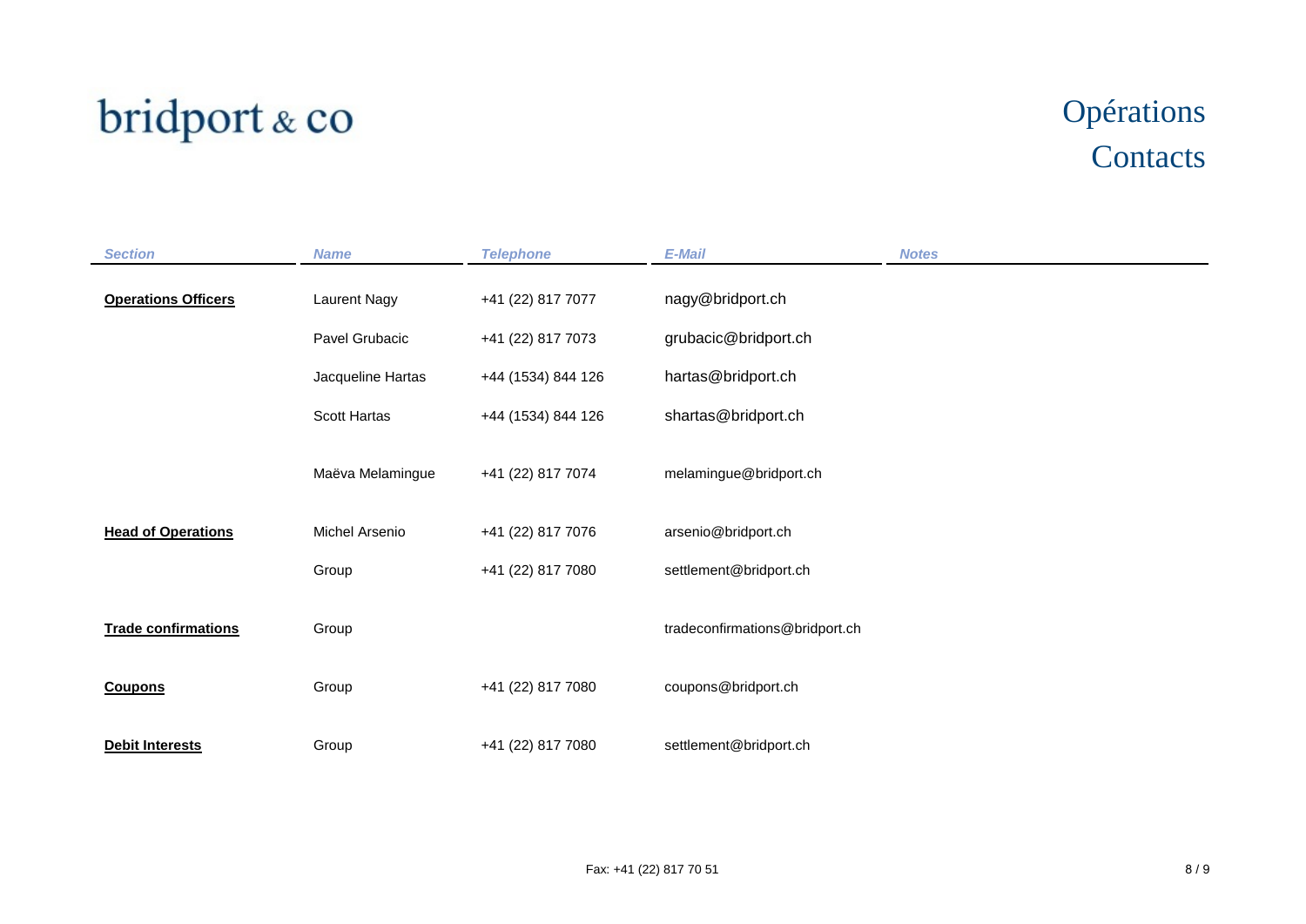bridport & co

# Opérations Contacts

| *Section* | *Name* | *Telephone* | *E-Mail* | *Notes* |
|---|---|---|---|---|
| **Operations Officers** | Laurent Nagy | +41 (22) 817 7077 | nagy@bridport.ch | |
| | Pavel Grubacic | +41 (22) 817 7073 | grubacic@bridport.ch | |
| | Jacqueline Hartas | +44 (1534) 844 126 | hartas@bridport.ch | |
| | Scott Hartas | +44 (1534) 844 126 | shartas@bridport.ch | |
| | Maëva Melamingue | +41 (22) 817 7074 | melamingue@bridport.ch | |
| **Head of Operations** | Michel Arsenio | +41 (22) 817 7076 | arsenio@bridport.ch | |
| | Group | +41 (22) 817 7080 | settlement@bridport.ch | |
| **Trade confirmations** | Group | | tradeconfirmations@bridport.ch | |
| **Coupons** | Group | +41 (22) 817 7080 | coupons@bridport.ch | |
| **Debit Interests** | Group | +41 (22) 817 7080 | settlement@bridport.ch | |

Fax: +41 (22) 817 70 51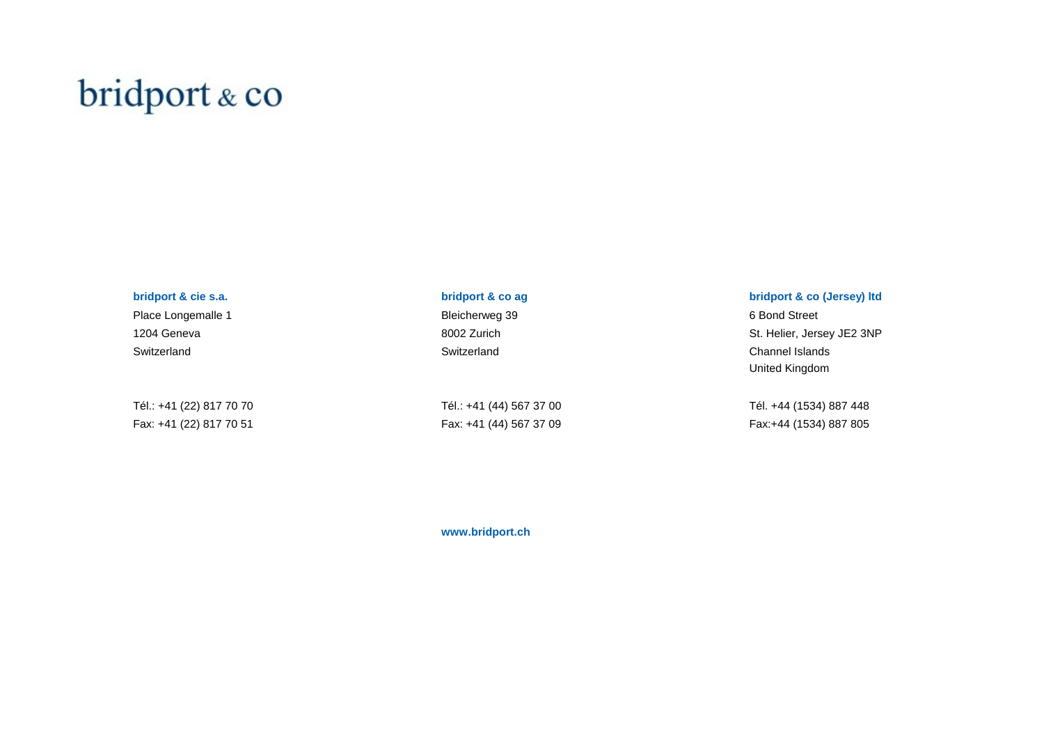# bridport & co

**bridport & cie s.a.**
Place Longemalle 1
1204 Geneva
Switzerland

Tél.: +41 (22) 817 70 70
Fax: +41 (22) 817 70 51

**bridport & co ag**
Bleicherweg 39
8002 Zurich
Switzerland

Tél.: +41 (44) 567 37 00
Fax: +41 (44) 567 37 09

**bridport & co (Jersey) ltd**
6 Bond Street
St. Helier, Jersey JE2 3NP
Channel Islands
United Kingdom

Tél. +44 (1534) 887 448
Fax:+44 (1534) 887 805

**www.bridport.ch**